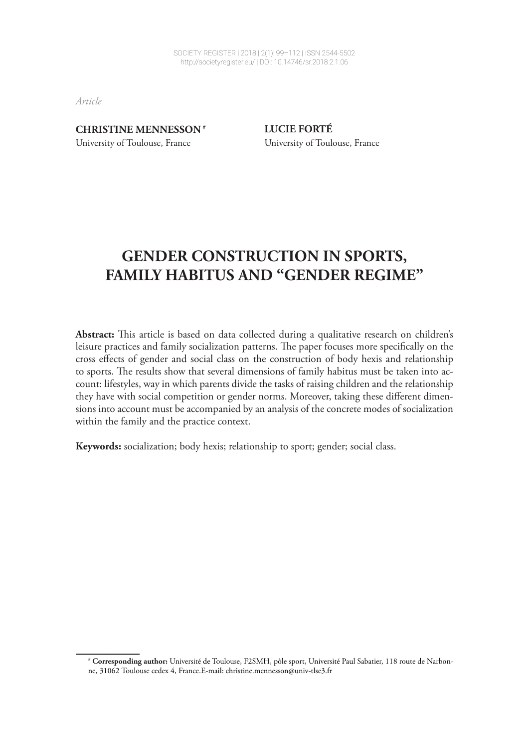*Article*

**CHRISTINE MENNESSON** [#]
University of Toulouse, France

**LUCIE FORTÉ**
University of Toulouse, France

# GENDER CONSTRUCTION IN SPORTS, FAMILY HABITUS AND "GENDER REGIME"

**Abstract:** This article is based on data collected during a qualitative research on children's leisure practices and family socialization patterns. The paper focuses more specifically on the cross effects of gender and social class on the construction of body hexis and relationship to sports. The results show that several dimensions of family habitus must be taken into account: lifestyles, way in which parents divide the tasks of raising children and the relationship they have with social competition or gender norms. Moreover, taking these different dimensions into account must be accompanied by an analysis of the concrete modes of socialization within the family and the practice context.

**Keywords:** socialization; body hexis; relationship to sport; gender; social class.

[#] **Corresponding author:** Université de Toulouse, F2SMH, pôle sport, Université Paul Sabatier, 118 route de Narbonne, 31062 Toulouse cedex 4, France.E-mail: christine.mennesson@univ-tlse3.fr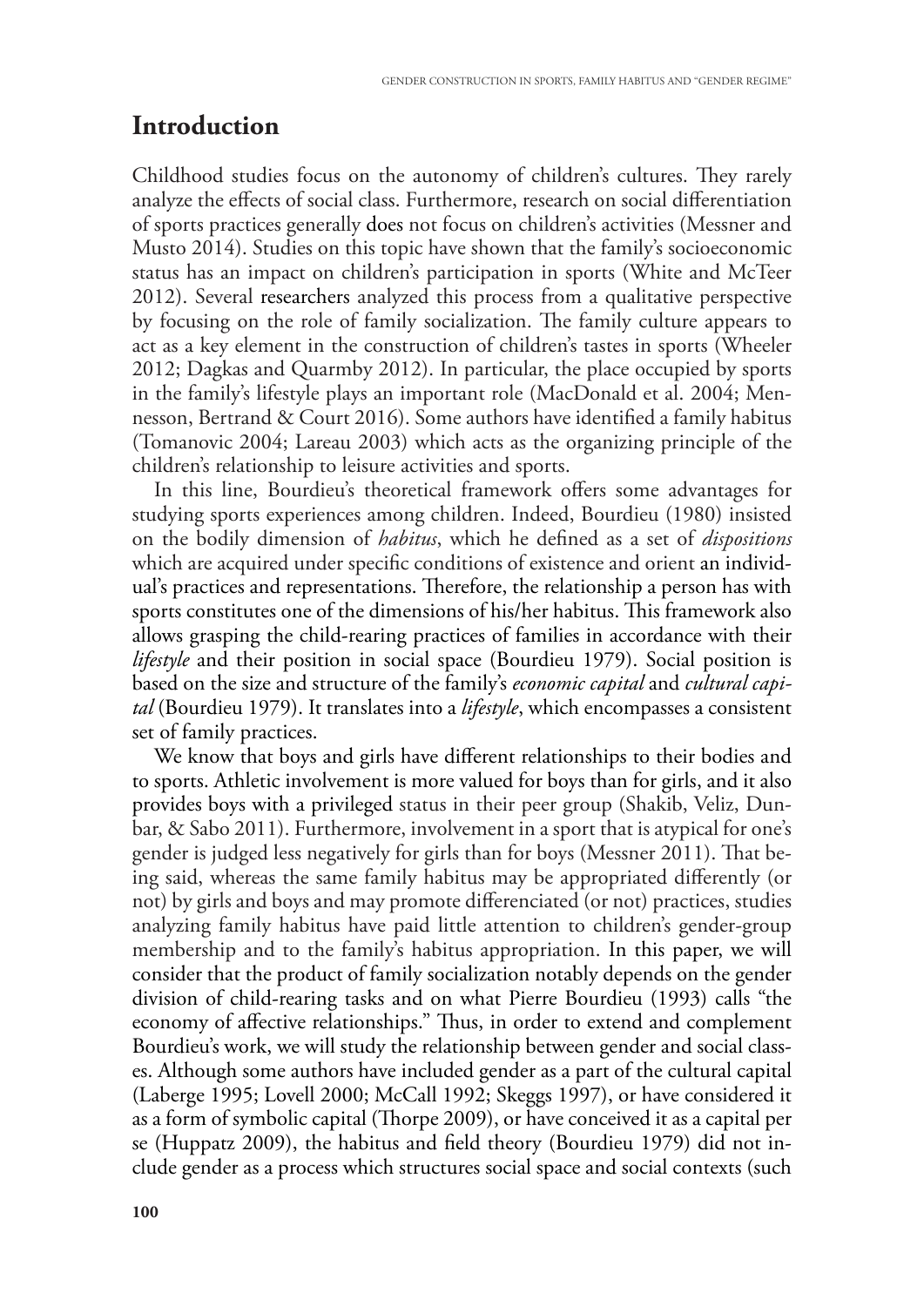## Introduction

Childhood studies focus on the autonomy of children's cultures. They rarely analyze the effects of social class. Furthermore, research on social differentiation of sports practices generally does not focus on children's activities (Messner and Musto 2014). Studies on this topic have shown that the family's socioeconomic status has an impact on children's participation in sports (White and McTeer 2012). Several researchers analyzed this process from a qualitative perspective by focusing on the role of family socialization. The family culture appears to act as a key element in the construction of children's tastes in sports (Wheeler 2012; Dagkas and Quarmby 2012). In particular, the place occupied by sports in the family's lifestyle plays an important role (MacDonald et al. 2004; Mennesson, Bertrand & Court 2016). Some authors have identified a family habitus (Tomanovic 2004; Lareau 2003) which acts as the organizing principle of the children's relationship to leisure activities and sports.

In this line, Bourdieu's theoretical framework offers some advantages for studying sports experiences among children. Indeed, Bourdieu (1980) insisted on the bodily dimension of *habitus*, which he defined as a set of *dispositions* which are acquired under specific conditions of existence and orient an individual's practices and representations. Therefore, the relationship a person has with sports constitutes one of the dimensions of his/her habitus. This framework also allows grasping the child-rearing practices of families in accordance with their *lifestyle* and their position in social space (Bourdieu 1979). Social position is based on the size and structure of the family's *economic capital* and *cultural capital* (Bourdieu 1979). It translates into a *lifestyle*, which encompasses a consistent set of family practices.

We know that boys and girls have different relationships to their bodies and to sports. Athletic involvement is more valued for boys than for girls, and it also provides boys with a privileged status in their peer group (Shakib, Veliz, Dunbar, & Sabo 2011). Furthermore, involvement in a sport that is atypical for one's gender is judged less negatively for girls than for boys (Messner 2011). That being said, whereas the same family habitus may be appropriated differently (or not) by girls and boys and may promote differenciated (or not) practices, studies analyzing family habitus have paid little attention to children's gender-group membership and to the family's habitus appropriation. In this paper, we will consider that the product of family socialization notably depends on the gender division of child-rearing tasks and on what Pierre Bourdieu (1993) calls "the economy of affective relationships." Thus, in order to extend and complement Bourdieu's work, we will study the relationship between gender and social classes. Although some authors have included gender as a part of the cultural capital (Laberge 1995; Lovell 2000; McCall 1992; Skeggs 1997), or have considered it as a form of symbolic capital (Thorpe 2009), or have conceived it as a capital per se (Huppatz 2009), the habitus and field theory (Bourdieu 1979) did not include gender as a process which structures social space and social contexts (such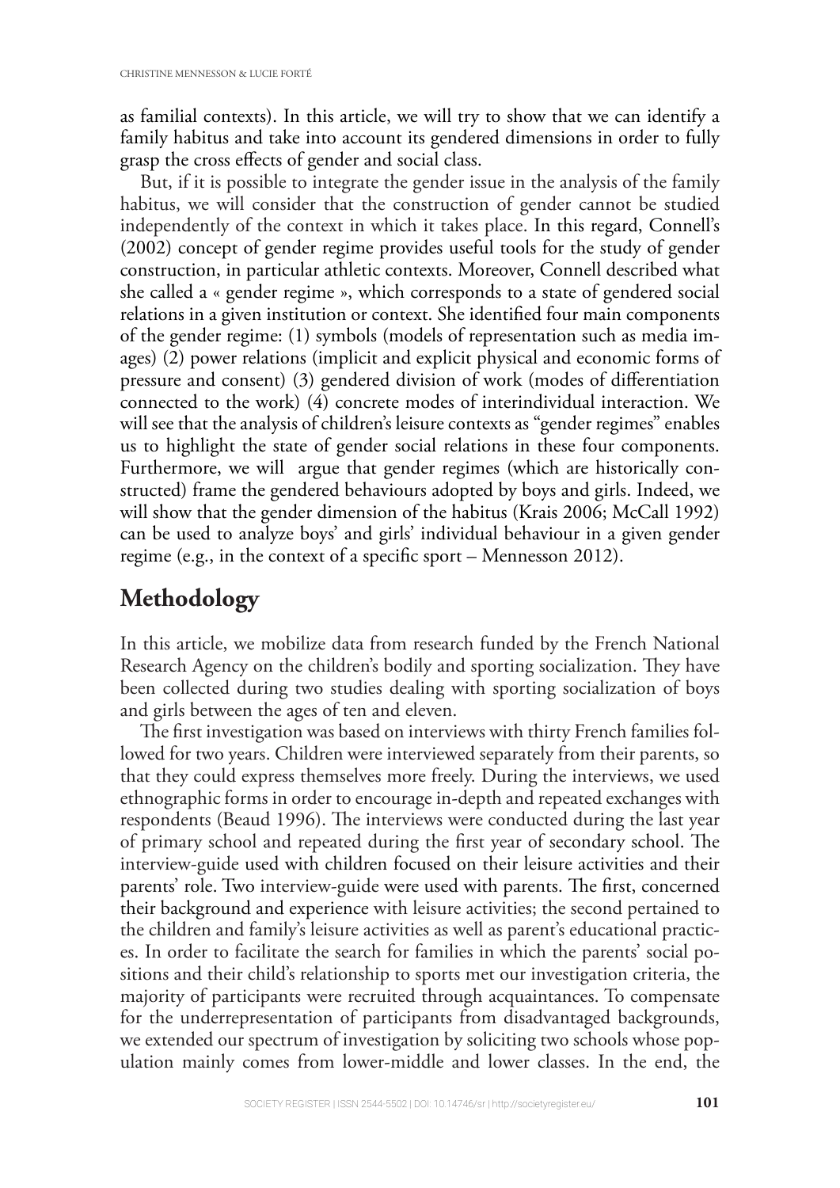as familial contexts). In this article, we will try to show that we can identify a family habitus and take into account its gendered dimensions in order to fully grasp the cross effects of gender and social class.

But, if it is possible to integrate the gender issue in the analysis of the family habitus, we will consider that the construction of gender cannot be studied independently of the context in which it takes place. In this regard, Connell's (2002) concept of gender regime provides useful tools for the study of gender construction, in particular athletic contexts. Moreover, Connell described what she called a « gender regime », which corresponds to a state of gendered social relations in a given institution or context. She identified four main components of the gender regime: (1) symbols (models of representation such as media images) (2) power relations (implicit and explicit physical and economic forms of pressure and consent) (3) gendered division of work (modes of differentiation connected to the work) (4) concrete modes of interindividual interaction. We will see that the analysis of children's leisure contexts as "gender regimes" enables us to highlight the state of gender social relations in these four components. Furthermore, we will  argue that gender regimes (which are historically constructed) frame the gendered behaviours adopted by boys and girls. Indeed, we will show that the gender dimension of the habitus (Krais 2006; McCall 1992) can be used to analyze boys' and girls' individual behaviour in a given gender regime (e.g., in the context of a specific sport – Mennesson 2012).

## Methodology

In this article, we mobilize data from research funded by the French National Research Agency on the children's bodily and sporting socialization. They have been collected during two studies dealing with sporting socialization of boys and girls between the ages of ten and eleven.

The first investigation was based on interviews with thirty French families followed for two years. Children were interviewed separately from their parents, so that they could express themselves more freely. During the interviews, we used ethnographic forms in order to encourage in-depth and repeated exchanges with respondents (Beaud 1996). The interviews were conducted during the last year of primary school and repeated during the first year of secondary school. The interview-guide used with children focused on their leisure activities and their parents' role. Two interview-guide were used with parents. The first, concerned their background and experience with leisure activities; the second pertained to the children and family's leisure activities as well as parent's educational practices. In order to facilitate the search for families in which the parents' social positions and their child's relationship to sports met our investigation criteria, the majority of participants were recruited through acquaintances. To compensate for the underrepresentation of participants from disadvantaged backgrounds, we extended our spectrum of investigation by soliciting two schools whose population mainly comes from lower-middle and lower classes. In the end, the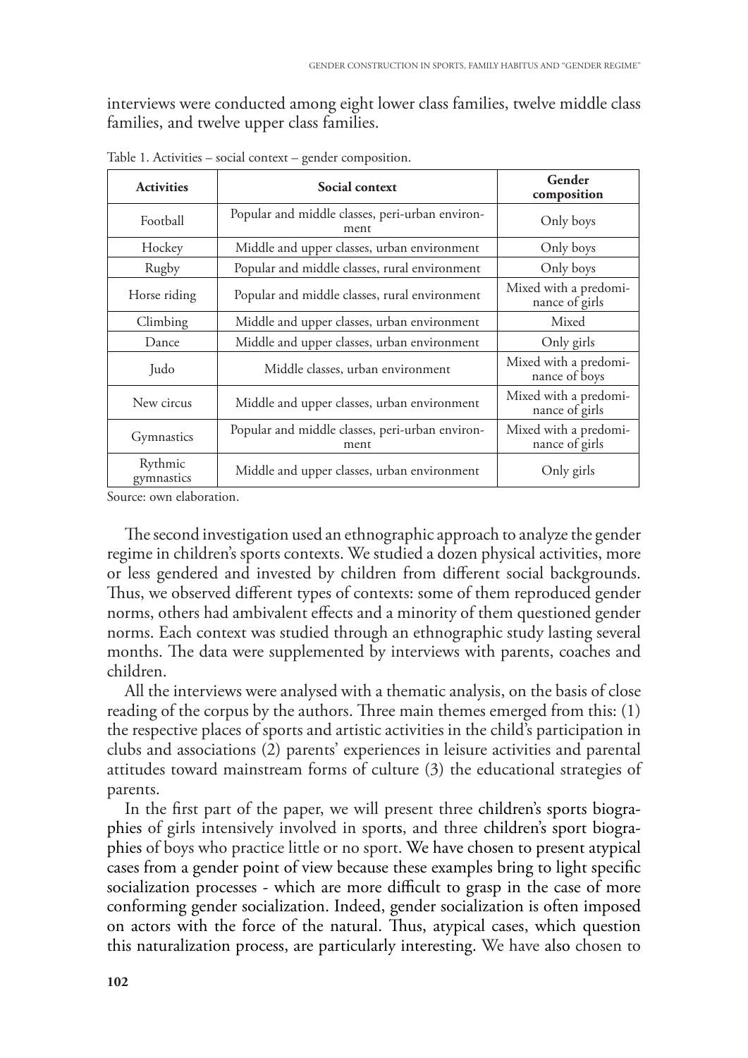interviews were conducted among eight lower class families, twelve middle class families, and twelve upper class families.

Table 1. Activities – social context – gender composition.

| Activities | Social context | Gender composition |
|---|---|---|
| Football | Popular and middle classes, peri-urban environment | Only boys |
| Hockey | Middle and upper classes, urban environment | Only boys |
| Rugby | Popular and middle classes, rural environment | Only boys |
| Horse riding | Popular and middle classes, rural environment | Mixed with a predominance of girls |
| Climbing | Middle and upper classes, urban environment | Mixed |
| Dance | Middle and upper classes, urban environment | Only girls |
| Judo | Middle classes, urban environment | Mixed with a predominance of boys |
| New circus | Middle and upper classes, urban environment | Mixed with a predominance of girls |
| Gymnastics | Popular and middle classes, peri-urban environment | Mixed with a predominance of girls |
| Rythmic gymnastics | Middle and upper classes, urban environment | Only girls |

Source: own elaboration.

The second investigation used an ethnographic approach to analyze the gender regime in children's sports contexts. We studied a dozen physical activities, more or less gendered and invested by children from different social backgrounds. Thus, we observed different types of contexts: some of them reproduced gender norms, others had ambivalent effects and a minority of them questioned gender norms. Each context was studied through an ethnographic study lasting several months. The data were supplemented by interviews with parents, coaches and children.

All the interviews were analysed with a thematic analysis, on the basis of close reading of the corpus by the authors. Three main themes emerged from this: (1) the respective places of sports and artistic activities in the child's participation in clubs and associations (2) parents' experiences in leisure activities and parental attitudes toward mainstream forms of culture (3) the educational strategies of parents.

In the first part of the paper, we will present three children's sports biographies of girls intensively involved in sports, and three children's sport biographies of boys who practice little or no sport. We have chosen to present atypical cases from a gender point of view because these examples bring to light specific socialization processes - which are more difficult to grasp in the case of more conforming gender socialization. Indeed, gender socialization is often imposed on actors with the force of the natural. Thus, atypical cases, which question this naturalization process, are particularly interesting. We have also chosen to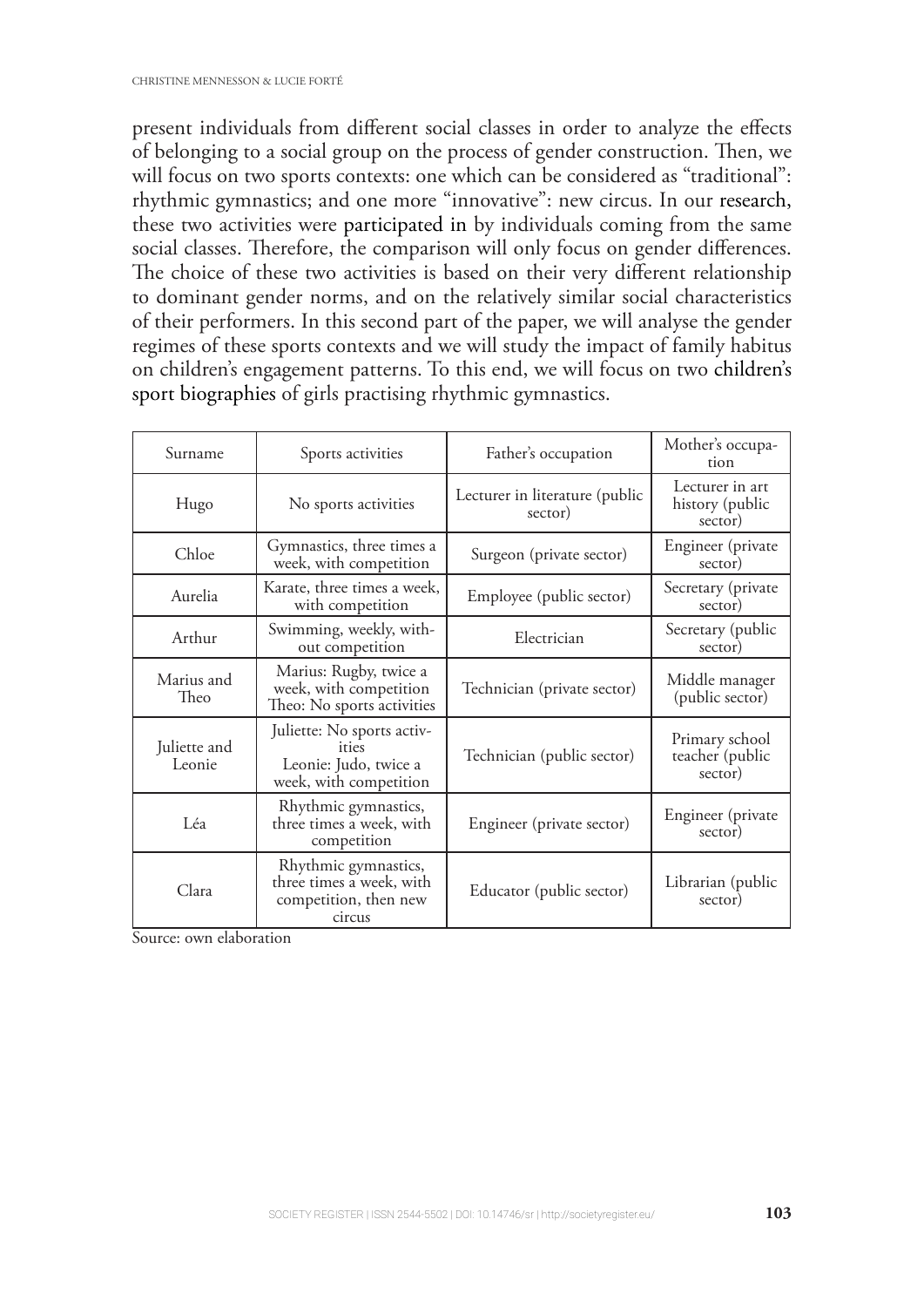present individuals from different social classes in order to analyze the effects of belonging to a social group on the process of gender construction. Then, we will focus on two sports contexts: one which can be considered as "traditional": rhythmic gymnastics; and one more "innovative": new circus. In our research, these two activities were participated in by individuals coming from the same social classes. Therefore, the comparison will only focus on gender differences. The choice of these two activities is based on their very different relationship to dominant gender norms, and on the relatively similar social characteristics of their performers. In this second part of the paper, we will analyse the gender regimes of these sports contexts and we will study the impact of family habitus on children's engagement patterns. To this end, we will focus on two children's sport biographies of girls practising rhythmic gymnastics.

| Surname | Sports activities | Father's occupation | Mother's occupation |
|---|---|---|---|
| Hugo | No sports activities | Lecturer in literature (public sector) | Lecturer in art history (public sector) |
| Chloe | Gymnastics, three times a week, with competition | Surgeon (private sector) | Engineer (private sector) |
| Aurelia | Karate, three times a week, with competition | Employee (public sector) | Secretary (private sector) |
| Arthur | Swimming, weekly, without competition | Electrician | Secretary (public sector) |
| Marius and Theo | Marius: Rugby, twice a week, with competition<br>Theo: No sports activities | Technician (private sector) | Middle manager (public sector) |
| Juliette and Leonie | Juliette: No sports activities<br>Leonie: Judo, twice a week, with competition | Technician (public sector) | Primary school teacher (public sector) |
| Léa | Rhythmic gymnastics, three times a week, with competition | Engineer (private sector) | Engineer (private sector) |
| Clara | Rhythmic gymnastics, three times a week, with competition, then new circus | Educator (public sector) | Librarian (public sector) |

Source: own elaboration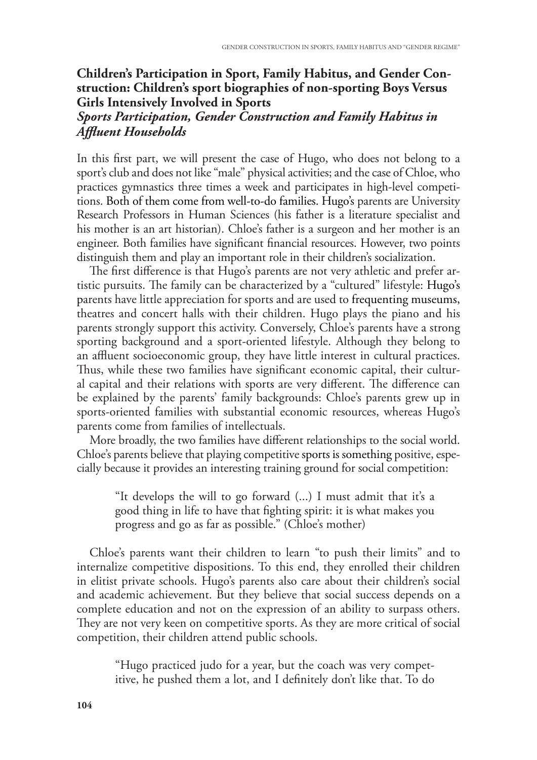### Children's Participation in Sport, Family Habitus, and Gender Construction: Children's sport biographies of non-sporting Boys Versus Girls Intensively Involved in Sports

#### *Sports Participation, Gender Construction and Family Habitus in Affluent Households*

In this first part, we will present the case of Hugo, who does not belong to a sport's club and does not like "male" physical activities; and the case of Chloe, who practices gymnastics three times a week and participates in high-level competitions. Both of them come from well-to-do families. Hugo's parents are University Research Professors in Human Sciences (his father is a literature specialist and his mother is an art historian). Chloe's father is a surgeon and her mother is an engineer. Both families have significant financial resources. However, two points distinguish them and play an important role in their children's socialization.

The first difference is that Hugo's parents are not very athletic and prefer artistic pursuits. The family can be characterized by a "cultured" lifestyle: Hugo's parents have little appreciation for sports and are used to frequenting museums, theatres and concert halls with their children. Hugo plays the piano and his parents strongly support this activity. Conversely, Chloe's parents have a strong sporting background and a sport-oriented lifestyle. Although they belong to an affluent socioeconomic group, they have little interest in cultural practices. Thus, while these two families have significant economic capital, their cultural capital and their relations with sports are very different. The difference can be explained by the parents' family backgrounds: Chloe's parents grew up in sports-oriented families with substantial economic resources, whereas Hugo's parents come from families of intellectuals.

More broadly, the two families have different relationships to the social world. Chloe's parents believe that playing competitive sports is something positive, especially because it provides an interesting training ground for social competition:

> "It develops the will to go forward (...) I must admit that it's a good thing in life to have that fighting spirit: it is what makes you progress and go as far as possible." (Chloe's mother)

Chloe's parents want their children to learn "to push their limits" and to internalize competitive dispositions. To this end, they enrolled their children in elitist private schools. Hugo's parents also care about their children's social and academic achievement. But they believe that social success depends on a complete education and not on the expression of an ability to surpass others. They are not very keen on competitive sports. As they are more critical of social competition, their children attend public schools.

> "Hugo practiced judo for a year, but the coach was very competitive, he pushed them a lot, and I definitely don't like that. To do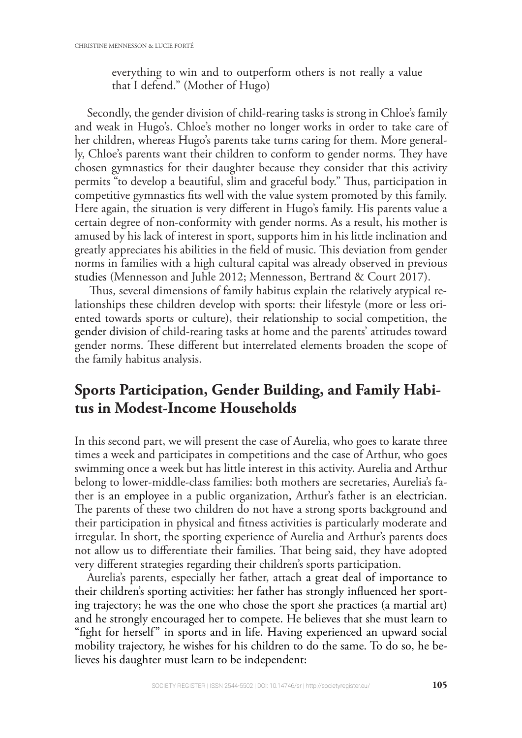everything to win and to outperform others is not really a value that I defend." (Mother of Hugo)

Secondly, the gender division of child-rearing tasks is strong in Chloe's family and weak in Hugo's. Chloe's mother no longer works in order to take care of her children, whereas Hugo's parents take turns caring for them. More generally, Chloe's parents want their children to conform to gender norms. They have chosen gymnastics for their daughter because they consider that this activity permits "to develop a beautiful, slim and graceful body." Thus, participation in competitive gymnastics fits well with the value system promoted by this family. Here again, the situation is very different in Hugo's family. His parents value a certain degree of non-conformity with gender norms. As a result, his mother is amused by his lack of interest in sport, supports him in his little inclination and greatly appreciates his abilities in the field of music. This deviation from gender norms in families with a high cultural capital was already observed in previous studies (Mennesson and Juhle 2012; Mennesson, Bertrand & Court 2017).

Thus, several dimensions of family habitus explain the relatively atypical relationships these children develop with sports: their lifestyle (more or less oriented towards sports or culture), their relationship to social competition, the gender division of child-rearing tasks at home and the parents' attitudes toward gender norms. These different but interrelated elements broaden the scope of the family habitus analysis.

## Sports Participation, Gender Building, and Family Habitus in Modest-Income Households

In this second part, we will present the case of Aurelia, who goes to karate three times a week and participates in competitions and the case of Arthur, who goes swimming once a week but has little interest in this activity. Aurelia and Arthur belong to lower-middle-class families: both mothers are secretaries, Aurelia's father is an employee in a public organization, Arthur's father is an electrician. The parents of these two children do not have a strong sports background and their participation in physical and fitness activities is particularly moderate and irregular. In short, the sporting experience of Aurelia and Arthur's parents does not allow us to differentiate their families. That being said, they have adopted very different strategies regarding their children's sports participation.

Aurelia's parents, especially her father, attach a great deal of importance to their children's sporting activities: her father has strongly influenced her sporting trajectory; he was the one who chose the sport she practices (a martial art) and he strongly encouraged her to compete. He believes that she must learn to "fight for herself" in sports and in life. Having experienced an upward social mobility trajectory, he wishes for his children to do the same. To do so, he believes his daughter must learn to be independent: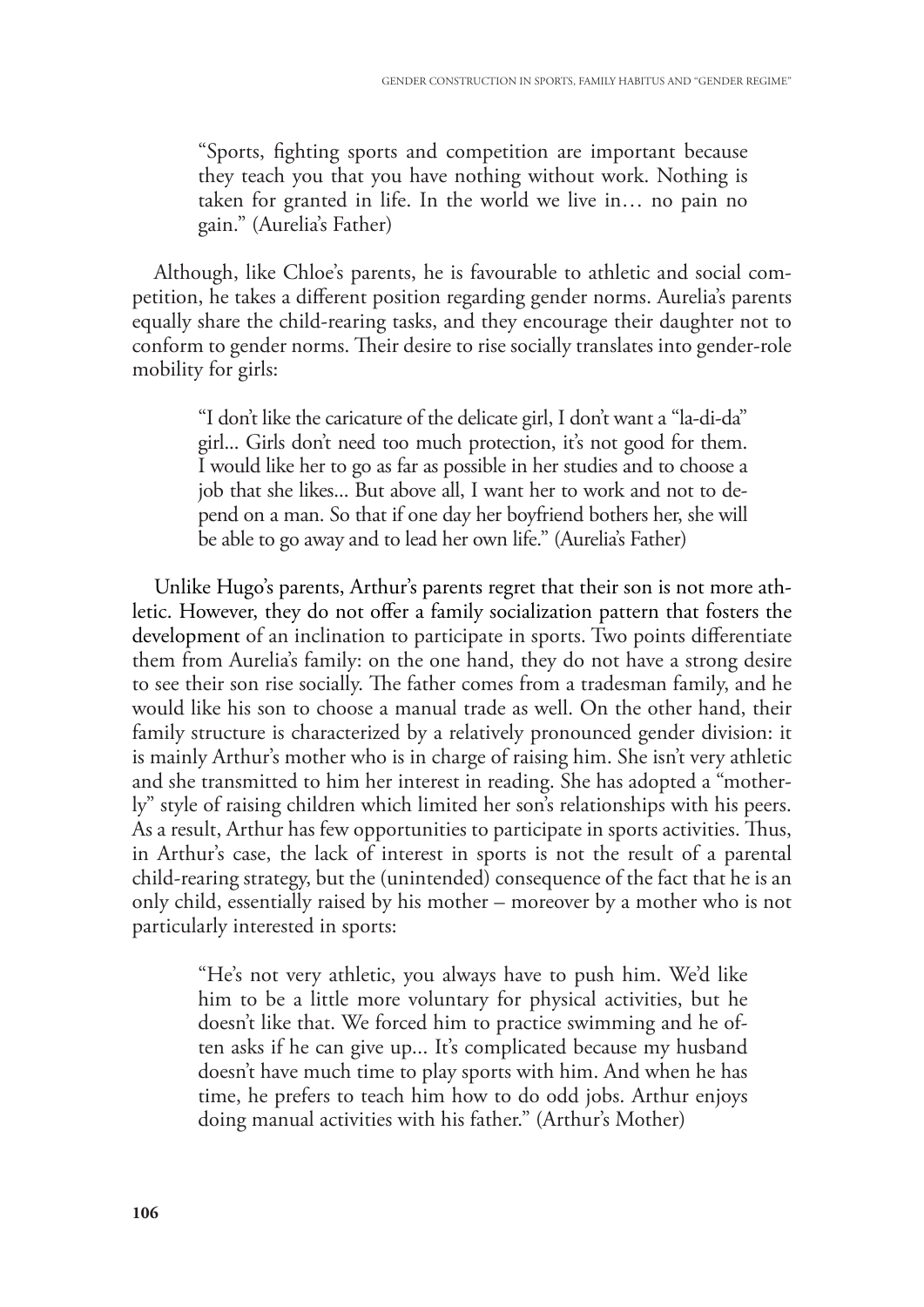> "Sports, fighting sports and competition are important because they teach you that you have nothing without work. Nothing is taken for granted in life. In the world we live in… no pain no gain." (Aurelia's Father)

Although, like Chloe's parents, he is favourable to athletic and social competition, he takes a different position regarding gender norms. Aurelia's parents equally share the child-rearing tasks, and they encourage their daughter not to conform to gender norms. Their desire to rise socially translates into gender-role mobility for girls:

> "I don't like the caricature of the delicate girl, I don't want a "la-di-da" girl... Girls don't need too much protection, it's not good for them. I would like her to go as far as possible in her studies and to choose a job that she likes... But above all, I want her to work and not to depend on a man. So that if one day her boyfriend bothers her, she will be able to go away and to lead her own life." (Aurelia's Father)

Unlike Hugo's parents, Arthur's parents regret that their son is not more athletic. However, they do not offer a family socialization pattern that fosters the development of an inclination to participate in sports. Two points differentiate them from Aurelia's family: on the one hand, they do not have a strong desire to see their son rise socially. The father comes from a tradesman family, and he would like his son to choose a manual trade as well. On the other hand, their family structure is characterized by a relatively pronounced gender division: it is mainly Arthur's mother who is in charge of raising him. She isn't very athletic and she transmitted to him her interest in reading. She has adopted a "motherly" style of raising children which limited her son's relationships with his peers. As a result, Arthur has few opportunities to participate in sports activities. Thus, in Arthur's case, the lack of interest in sports is not the result of a parental child-rearing strategy, but the (unintended) consequence of the fact that he is an only child, essentially raised by his mother – moreover by a mother who is not particularly interested in sports:

> "He's not very athletic, you always have to push him. We'd like him to be a little more voluntary for physical activities, but he doesn't like that. We forced him to practice swimming and he often asks if he can give up... It's complicated because my husband doesn't have much time to play sports with him. And when he has time, he prefers to teach him how to do odd jobs. Arthur enjoys doing manual activities with his father." (Arthur's Mother)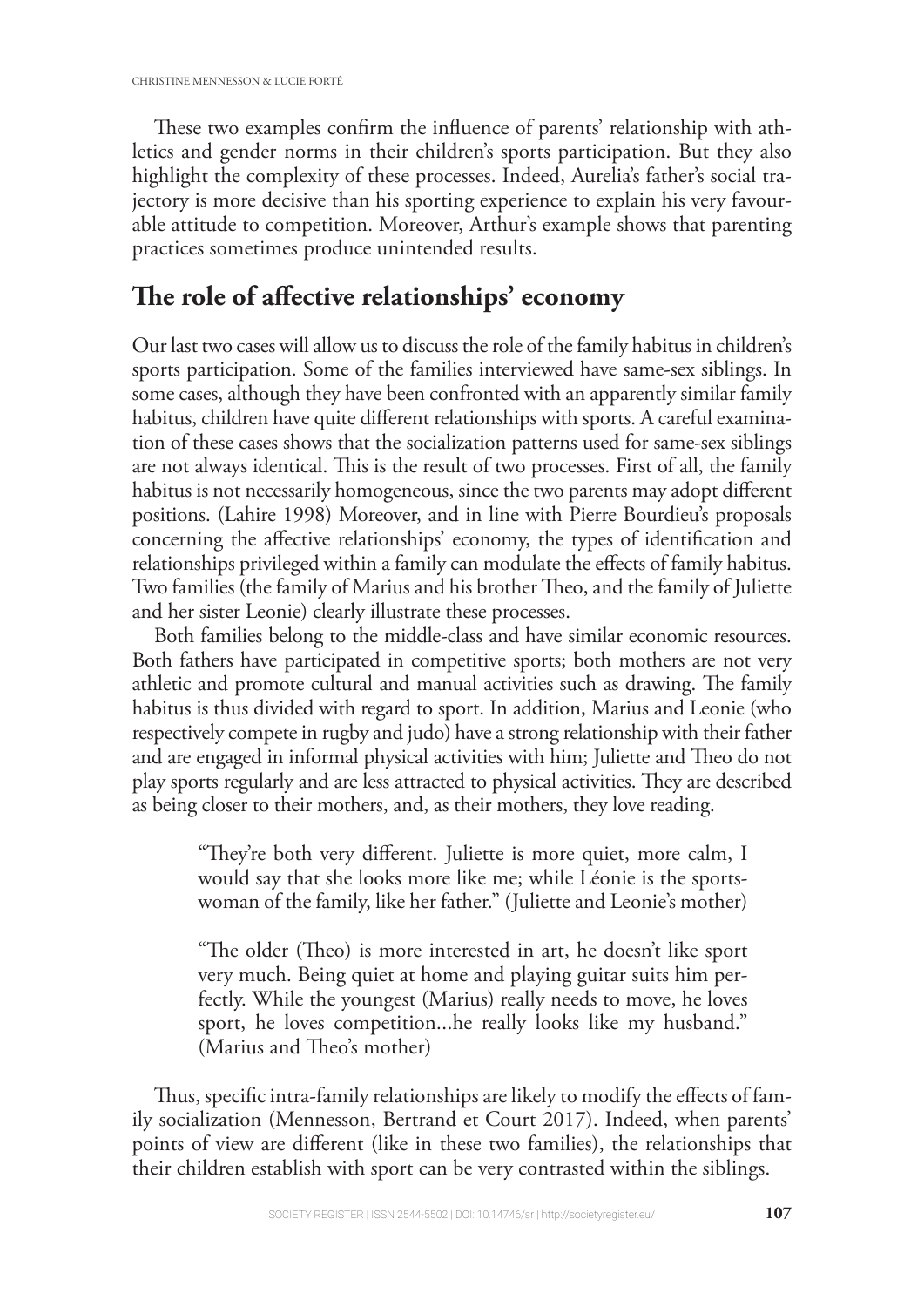These two examples confirm the influence of parents' relationship with athletics and gender norms in their children's sports participation. But they also highlight the complexity of these processes. Indeed, Aurelia's father's social trajectory is more decisive than his sporting experience to explain his very favourable attitude to competition. Moreover, Arthur's example shows that parenting practices sometimes produce unintended results.

## The role of affective relationships' economy

Our last two cases will allow us to discuss the role of the family habitus in children's sports participation. Some of the families interviewed have same-sex siblings. In some cases, although they have been confronted with an apparently similar family habitus, children have quite different relationships with sports. A careful examination of these cases shows that the socialization patterns used for same-sex siblings are not always identical. This is the result of two processes. First of all, the family habitus is not necessarily homogeneous, since the two parents may adopt different positions. (Lahire 1998) Moreover, and in line with Pierre Bourdieu's proposals concerning the affective relationships' economy, the types of identification and relationships privileged within a family can modulate the effects of family habitus. Two families (the family of Marius and his brother Theo, and the family of Juliette and her sister Leonie) clearly illustrate these processes.

Both families belong to the middle-class and have similar economic resources. Both fathers have participated in competitive sports; both mothers are not very athletic and promote cultural and manual activities such as drawing. The family habitus is thus divided with regard to sport. In addition, Marius and Leonie (who respectively compete in rugby and judo) have a strong relationship with their father and are engaged in informal physical activities with him; Juliette and Theo do not play sports regularly and are less attracted to physical activities. They are described as being closer to their mothers, and, as their mothers, they love reading.

> "They're both very different. Juliette is more quiet, more calm, I would say that she looks more like me; while Léonie is the sportswoman of the family, like her father." (Juliette and Leonie's mother)

> "The older (Theo) is more interested in art, he doesn't like sport very much. Being quiet at home and playing guitar suits him perfectly. While the youngest (Marius) really needs to move, he loves sport, he loves competition...he really looks like my husband." (Marius and Theo's mother)

Thus, specific intra-family relationships are likely to modify the effects of family socialization (Mennesson, Bertrand et Court 2017). Indeed, when parents' points of view are different (like in these two families), the relationships that their children establish with sport can be very contrasted within the siblings.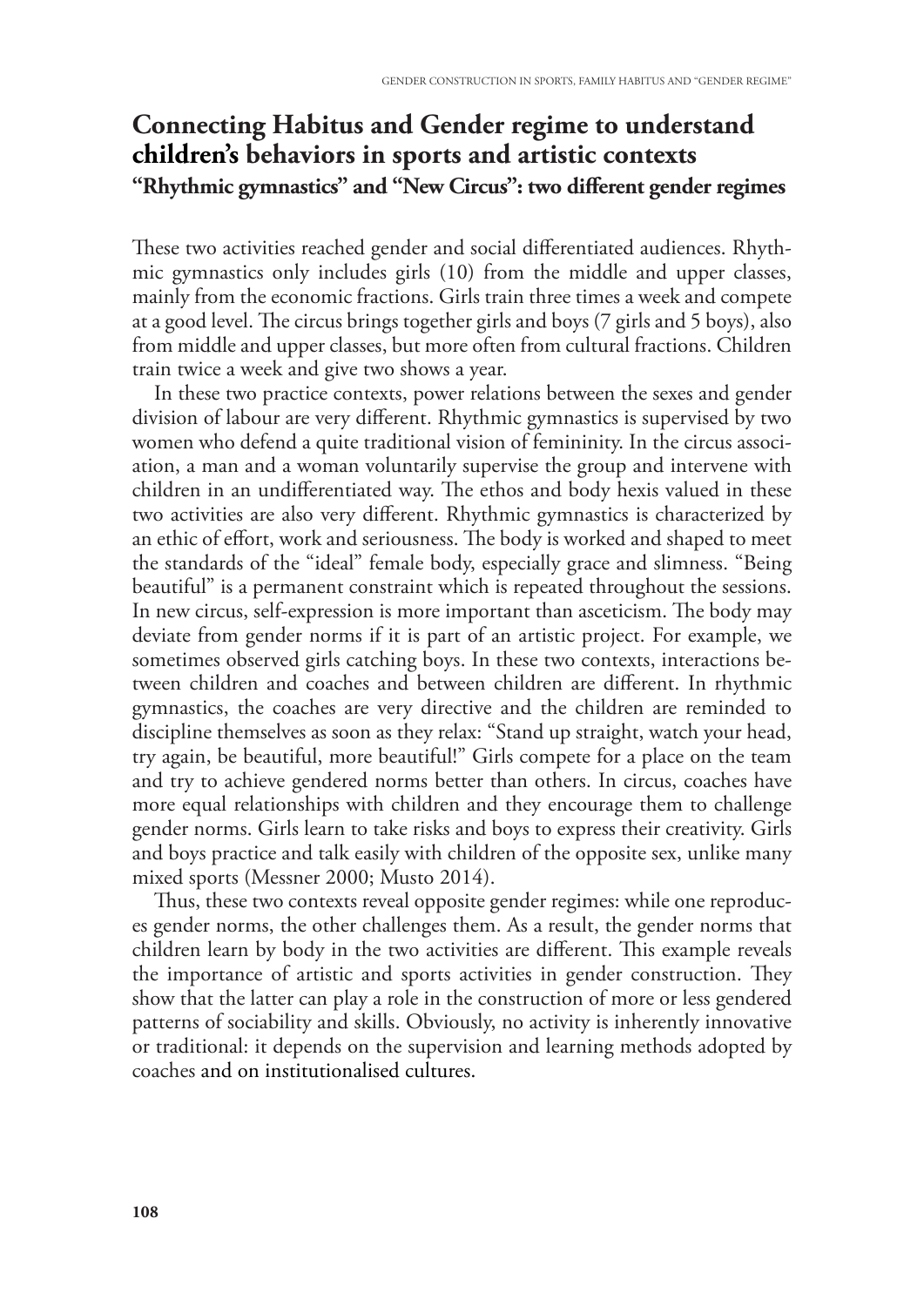## Connecting Habitus and Gender regime to understand children's behaviors in sports and artistic contexts

### "Rhythmic gymnastics" and "New Circus": two different gender regimes

These two activities reached gender and social differentiated audiences. Rhythmic gymnastics only includes girls (10) from the middle and upper classes, mainly from the economic fractions. Girls train three times a week and compete at a good level. The circus brings together girls and boys (7 girls and 5 boys), also from middle and upper classes, but more often from cultural fractions. Children train twice a week and give two shows a year.

In these two practice contexts, power relations between the sexes and gender division of labour are very different. Rhythmic gymnastics is supervised by two women who defend a quite traditional vision of femininity. In the circus association, a man and a woman voluntarily supervise the group and intervene with children in an undifferentiated way. The ethos and body hexis valued in these two activities are also very different. Rhythmic gymnastics is characterized by an ethic of effort, work and seriousness. The body is worked and shaped to meet the standards of the "ideal" female body, especially grace and slimness. "Being beautiful" is a permanent constraint which is repeated throughout the sessions. In new circus, self-expression is more important than asceticism. The body may deviate from gender norms if it is part of an artistic project. For example, we sometimes observed girls catching boys. In these two contexts, interactions between children and coaches and between children are different. In rhythmic gymnastics, the coaches are very directive and the children are reminded to discipline themselves as soon as they relax: "Stand up straight, watch your head, try again, be beautiful, more beautiful!" Girls compete for a place on the team and try to achieve gendered norms better than others. In circus, coaches have more equal relationships with children and they encourage them to challenge gender norms. Girls learn to take risks and boys to express their creativity. Girls and boys practice and talk easily with children of the opposite sex, unlike many mixed sports (Messner 2000; Musto 2014).

Thus, these two contexts reveal opposite gender regimes: while one reproduces gender norms, the other challenges them. As a result, the gender norms that children learn by body in the two activities are different. This example reveals the importance of artistic and sports activities in gender construction. They show that the latter can play a role in the construction of more or less gendered patterns of sociability and skills. Obviously, no activity is inherently innovative or traditional: it depends on the supervision and learning methods adopted by coaches and on institutionalised cultures.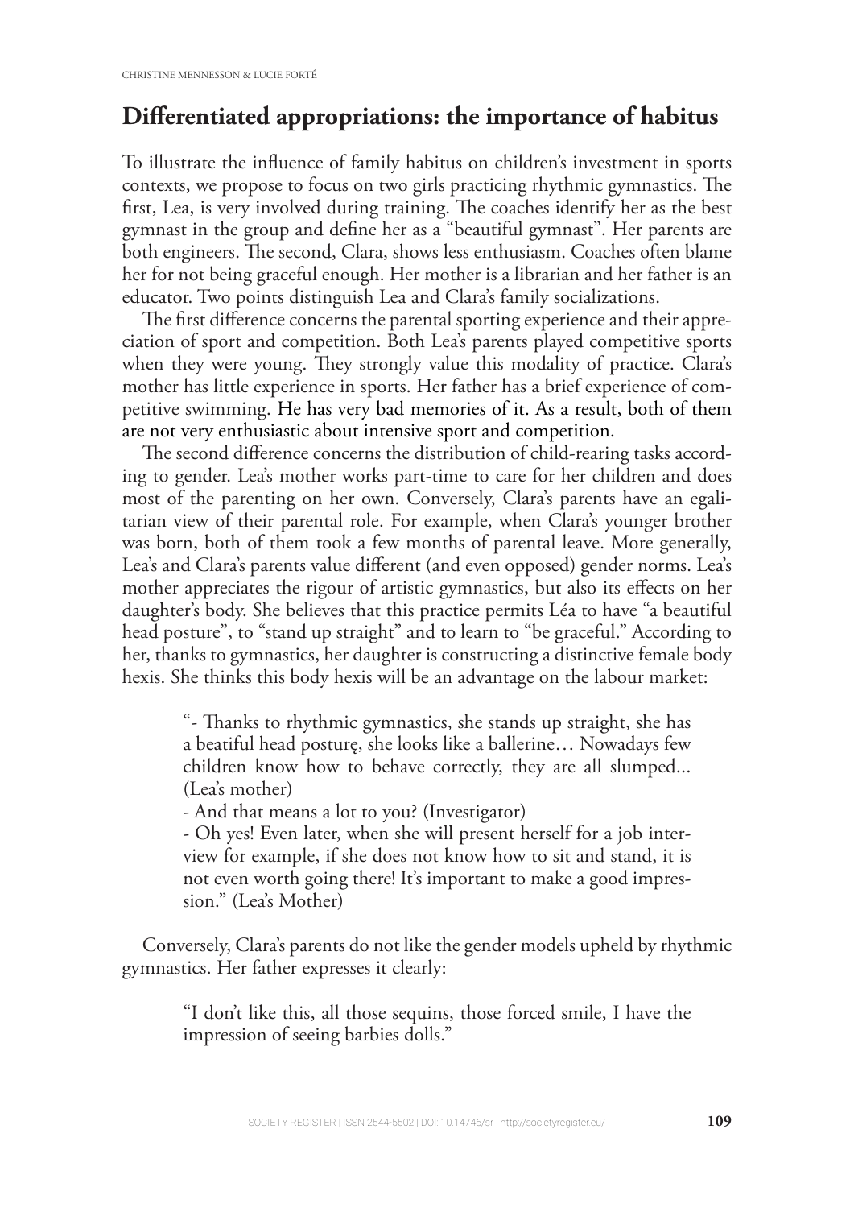## Differentiated appropriations: the importance of habitus

To illustrate the influence of family habitus on children's investment in sports contexts, we propose to focus on two girls practicing rhythmic gymnastics. The first, Lea, is very involved during training. The coaches identify her as the best gymnast in the group and define her as a "beautiful gymnast". Her parents are both engineers. The second, Clara, shows less enthusiasm. Coaches often blame her for not being graceful enough. Her mother is a librarian and her father is an educator. Two points distinguish Lea and Clara's family socializations.

The first difference concerns the parental sporting experience and their appreciation of sport and competition. Both Lea's parents played competitive sports when they were young. They strongly value this modality of practice. Clara's mother has little experience in sports. Her father has a brief experience of competitive swimming. He has very bad memories of it. As a result, both of them are not very enthusiastic about intensive sport and competition.

The second difference concerns the distribution of child-rearing tasks according to gender. Lea's mother works part-time to care for her children and does most of the parenting on her own. Conversely, Clara's parents have an egalitarian view of their parental role. For example, when Clara's younger brother was born, both of them took a few months of parental leave. More generally, Lea's and Clara's parents value different (and even opposed) gender norms. Lea's mother appreciates the rigour of artistic gymnastics, but also its effects on her daughter's body. She believes that this practice permits Léa to have "a beautiful head posture", to "stand up straight" and to learn to "be graceful." According to her, thanks to gymnastics, her daughter is constructing a distinctive female body hexis. She thinks this body hexis will be an advantage on the labour market:

> "- Thanks to rhythmic gymnastics, she stands up straight, she has a beatiful head posturę, she looks like a ballerine… Nowadays few children know how to behave correctly, they are all slumped... (Lea's mother)
>
> - And that means a lot to you? (Investigator)
>
> - Oh yes! Even later, when she will present herself for a job interview for example, if she does not know how to sit and stand, it is not even worth going there! It's important to make a good impression." (Lea's Mother)

Conversely, Clara's parents do not like the gender models upheld by rhythmic gymnastics. Her father expresses it clearly:

> "I don't like this, all those sequins, those forced smile, I have the impression of seeing barbies dolls."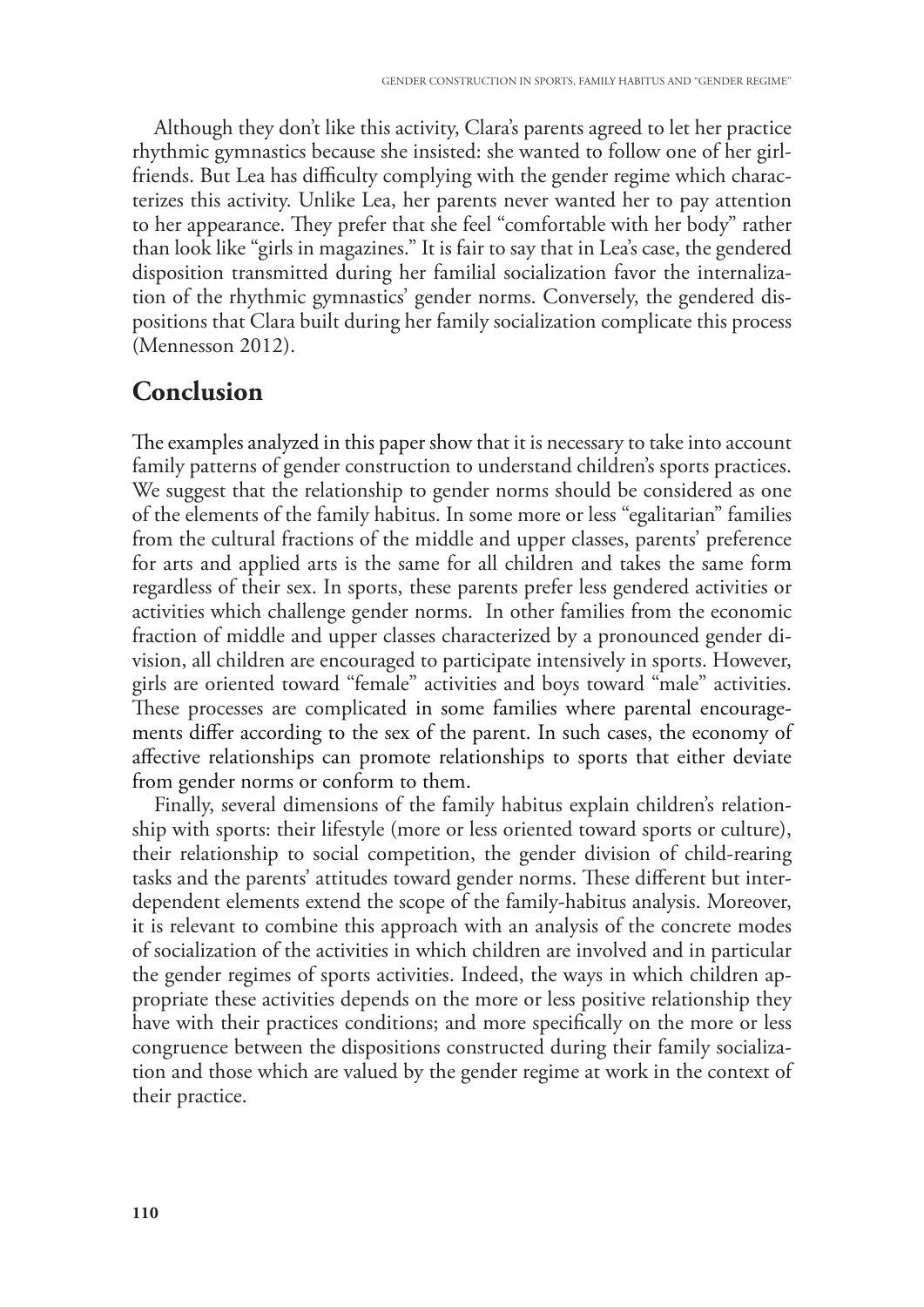Although they don't like this activity, Clara's parents agreed to let her practice rhythmic gymnastics because she insisted: she wanted to follow one of her girlfriends. But Lea has difficulty complying with the gender regime which characterizes this activity. Unlike Lea, her parents never wanted her to pay attention to her appearance. They prefer that she feel "comfortable with her body" rather than look like "girls in magazines." It is fair to say that in Lea's case, the gendered disposition transmitted during her familial socialization favor the internalization of the rhythmic gymnastics' gender norms. Conversely, the gendered dispositions that Clara built during her family socialization complicate this process (Mennesson 2012).

## Conclusion

The examples analyzed in this paper show that it is necessary to take into account family patterns of gender construction to understand children's sports practices. We suggest that the relationship to gender norms should be considered as one of the elements of the family habitus. In some more or less "egalitarian" families from the cultural fractions of the middle and upper classes, parents' preference for arts and applied arts is the same for all children and takes the same form regardless of their sex. In sports, these parents prefer less gendered activities or activities which challenge gender norms. In other families from the economic fraction of middle and upper classes characterized by a pronounced gender division, all children are encouraged to participate intensively in sports. However, girls are oriented toward "female" activities and boys toward "male" activities. These processes are complicated in some families where parental encouragements differ according to the sex of the parent. In such cases, the economy of affective relationships can promote relationships to sports that either deviate from gender norms or conform to them.

Finally, several dimensions of the family habitus explain children's relationship with sports: their lifestyle (more or less oriented toward sports or culture), their relationship to social competition, the gender division of child-rearing tasks and the parents' attitudes toward gender norms. These different but interdependent elements extend the scope of the family-habitus analysis. Moreover, it is relevant to combine this approach with an analysis of the concrete modes of socialization of the activities in which children are involved and in particular the gender regimes of sports activities. Indeed, the ways in which children appropriate these activities depends on the more or less positive relationship they have with their practices conditions; and more specifically on the more or less congruence between the dispositions constructed during their family socialization and those which are valued by the gender regime at work in the context of their practice.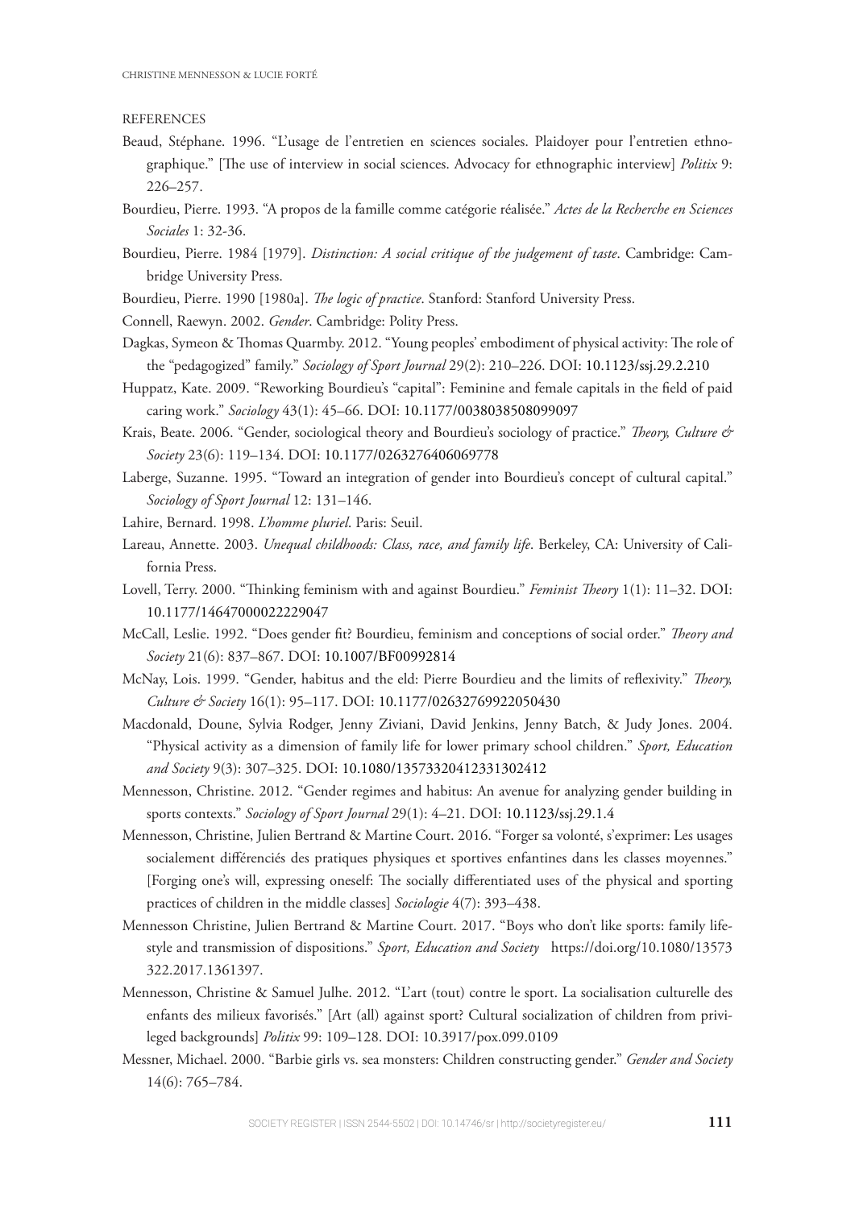REFERENCES

Beaud, Stéphane. 1996. "L'usage de l'entretien en sciences sociales. Plaidoyer pour l'entretien ethnographique." [The use of interview in social sciences. Advocacy for ethnographic interview] *Politix* 9: 226–257.

Bourdieu, Pierre. 1993. "A propos de la famille comme catégorie réalisée." *Actes de la Recherche en Sciences Sociales* 1: 32-36.

Bourdieu, Pierre. 1984 [1979]. *Distinction: A social critique of the judgement of taste*. Cambridge: Cambridge University Press.

Bourdieu, Pierre. 1990 [1980a]. *The logic of practice*. Stanford: Stanford University Press.

Connell, Raewyn. 2002. *Gender*. Cambridge: Polity Press.

Dagkas, Symeon & Thomas Quarmby. 2012. "Young peoples' embodiment of physical activity: The role of the "pedagogized" family." *Sociology of Sport Journal* 29(2): 210–226. DOI: 10.1123/ssj.29.2.210

Huppatz, Kate. 2009. "Reworking Bourdieu's "capital": Feminine and female capitals in the field of paid caring work." *Sociology* 43(1): 45–66. DOI: 10.1177/0038038508099097

Krais, Beate. 2006. "Gender, sociological theory and Bourdieu's sociology of practice." *Theory, Culture & Society* 23(6): 119–134. DOI: 10.1177/0263276406069778

Laberge, Suzanne. 1995. "Toward an integration of gender into Bourdieu's concept of cultural capital." *Sociology of Sport Journal* 12: 131–146.

Lahire, Bernard. 1998. *L'homme pluriel*. Paris: Seuil.

Lareau, Annette. 2003. *Unequal childhoods: Class, race, and family life*. Berkeley, CA: University of California Press.

Lovell, Terry. 2000. "Thinking feminism with and against Bourdieu." *Feminist Theory* 1(1): 11–32. DOI: 10.1177/14647000022229047

McCall, Leslie. 1992. "Does gender fit? Bourdieu, feminism and conceptions of social order." *Theory and Society* 21(6): 837–867. DOI: 10.1007/BF00992814

McNay, Lois. 1999. "Gender, habitus and the eld: Pierre Bourdieu and the limits of reflexivity." *Theory, Culture & Society* 16(1): 95–117. DOI: 10.1177/02632769922050430

Macdonald, Doune, Sylvia Rodger, Jenny Ziviani, David Jenkins, Jenny Batch, & Judy Jones. 2004. "Physical activity as a dimension of family life for lower primary school children." *Sport, Education and Society* 9(3): 307–325. DOI: 10.1080/13573320412331302412

Mennesson, Christine. 2012. "Gender regimes and habitus: An avenue for analyzing gender building in sports contexts." *Sociology of Sport Journal* 29(1): 4–21. DOI: 10.1123/ssj.29.1.4

Mennesson, Christine, Julien Bertrand & Martine Court. 2016. "Forger sa volonté, s'exprimer: Les usages socialement différenciés des pratiques physiques et sportives enfantines dans les classes moyennes." [Forging one's will, expressing oneself: The socially differentiated uses of the physical and sporting practices of children in the middle classes] *Sociologie* 4(7): 393–438.

Mennesson Christine, Julien Bertrand & Martine Court. 2017. "Boys who don't like sports: family lifestyle and transmission of dispositions." *Sport, Education and Society* https://doi.org/10.1080/13573322.2017.1361397.

Mennesson, Christine & Samuel Julhe. 2012. "L'art (tout) contre le sport. La socialisation culturelle des enfants des milieux favorisés." [Art (all) against sport? Cultural socialization of children from privileged backgrounds] *Politix* 99: 109–128. DOI: 10.3917/pox.099.0109

Messner, Michael. 2000. "Barbie girls vs. sea monsters: Children constructing gender." *Gender and Society* 14(6): 765–784.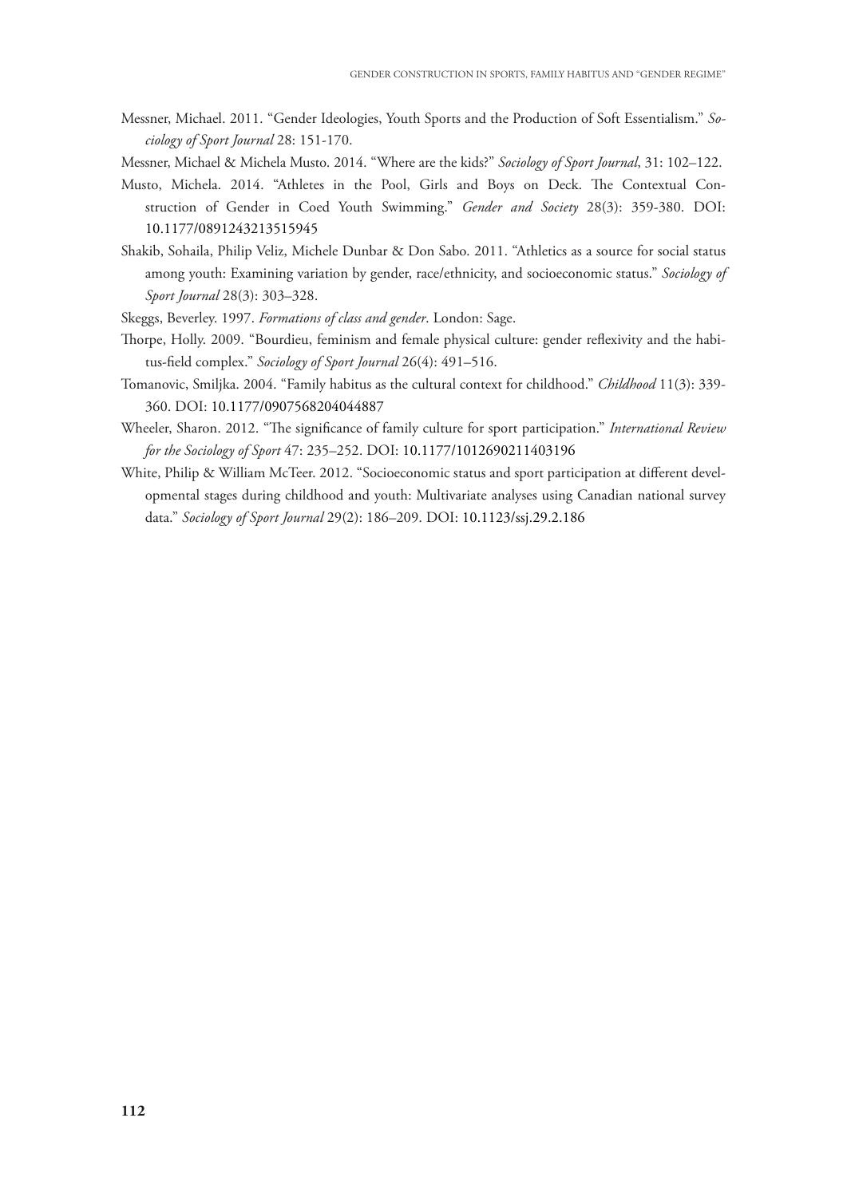Messner, Michael. 2011. "Gender Ideologies, Youth Sports and the Production of Soft Essentialism." *Sociology of Sport Journal* 28: 151-170.

Messner, Michael & Michela Musto. 2014. "Where are the kids?" *Sociology of Sport Journal*, 31: 102–122.

Musto, Michela. 2014. "Athletes in the Pool, Girls and Boys on Deck. The Contextual Construction of Gender in Coed Youth Swimming." *Gender and Society* 28(3): 359-380. DOI: 10.1177/0891243213515945

Shakib, Sohaila, Philip Veliz, Michele Dunbar & Don Sabo. 2011. "Athletics as a source for social status among youth: Examining variation by gender, race/ethnicity, and socioeconomic status." *Sociology of Sport Journal* 28(3): 303–328.

Skeggs, Beverley. 1997. *Formations of class and gender*. London: Sage.

Thorpe, Holly. 2009. "Bourdieu, feminism and female physical culture: gender reflexivity and the habitus-field complex." *Sociology of Sport Journal* 26(4): 491–516.

Tomanovic, Smiljka. 2004. "Family habitus as the cultural context for childhood." *Childhood* 11(3): 339-360. DOI: 10.1177/0907568204044887

Wheeler, Sharon. 2012. "The significance of family culture for sport participation." *International Review for the Sociology of Sport* 47: 235–252. DOI: 10.1177/1012690211403196

White, Philip & William McTeer. 2012. "Socioeconomic status and sport participation at different developmental stages during childhood and youth: Multivariate analyses using Canadian national survey data." *Sociology of Sport Journal* 29(2): 186–209. DOI: 10.1123/ssj.29.2.186